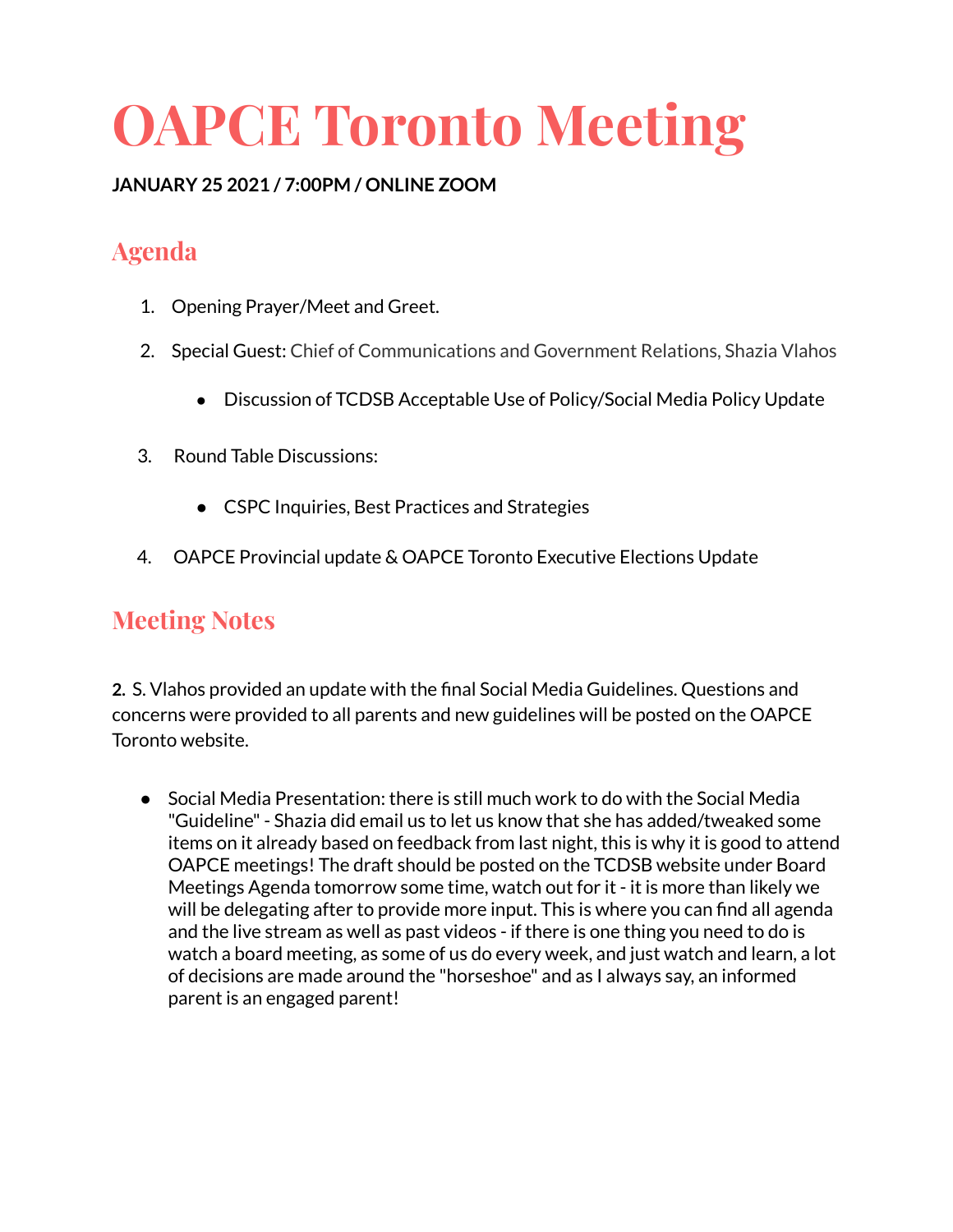# OAPCE Toronto Meeting

**JANUARY 25 2021 / 7:00PM / ONLINE ZOOM**

## Agenda

1. Opening Prayer/Meet and Greet.
2. Special Guest: Chief of Communications and Government Relations, Shazia Vlahos
   - Discussion of TCDSB Acceptable Use of Policy/Social Media Policy Update
3. Round Table Discussions:
   - CSPC Inquiries, Best Practices and Strategies
4. OAPCE Provincial update & OAPCE Toronto Executive Elections Update

## Meeting Notes

**2.** S. Vlahos provided an update with the final Social Media Guidelines. Questions and concerns were provided to all parents and new guidelines will be posted on the OAPCE Toronto website.

- Social Media Presentation: there is still much work to do with the Social Media "Guideline" - Shazia did email us to let us know that she has added/tweaked some items on it already based on feedback from last night, this is why it is good to attend OAPCE meetings! The draft should be posted on the TCDSB website under Board Meetings Agenda tomorrow some time, watch out for it - it is more than likely we will be delegating after to provide more input. This is where you can find all agenda and the live stream as well as past videos - if there is one thing you need to do is watch a board meeting, as some of us do every week, and just watch and learn, a lot of decisions are made around the "horseshoe" and as I always say, an informed parent is an engaged parent!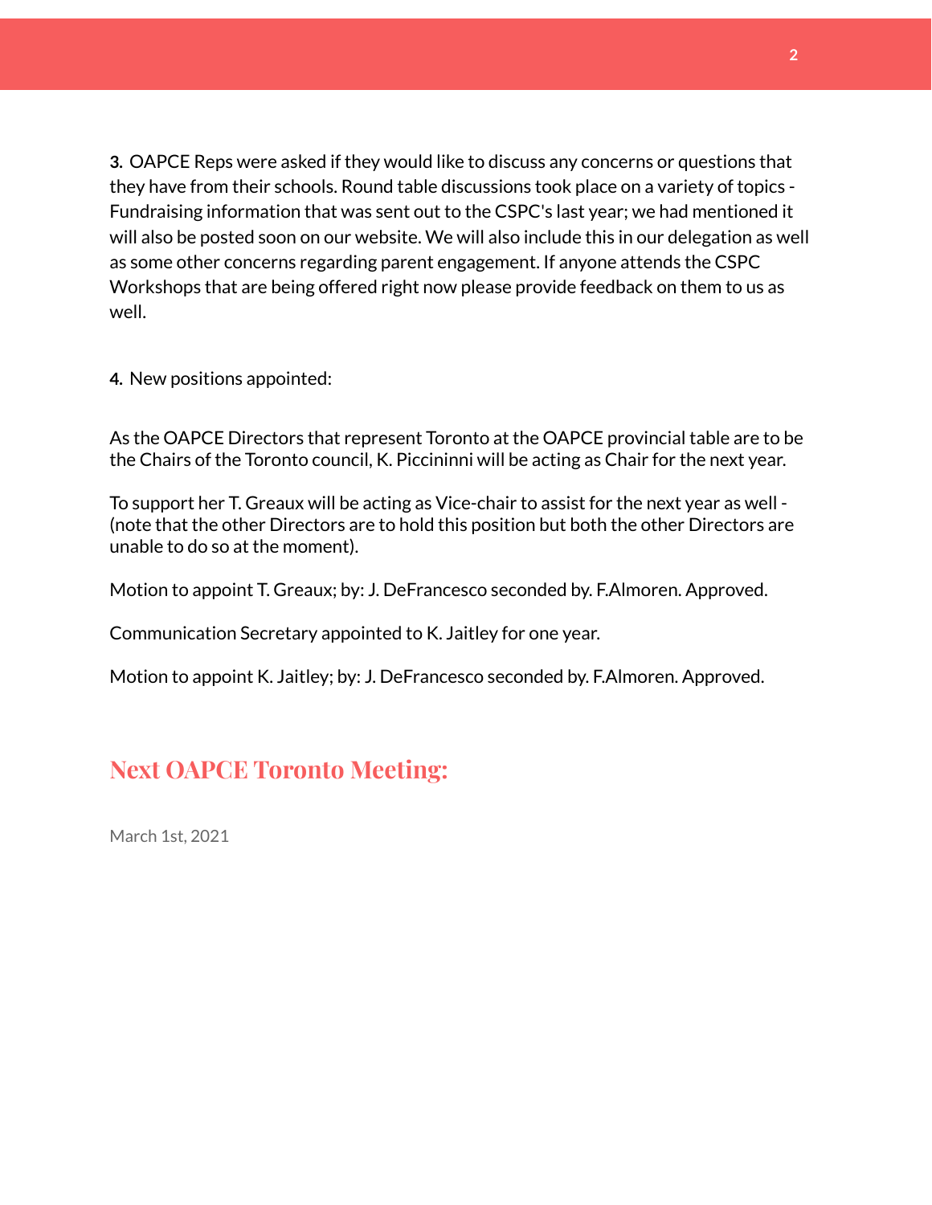**3.** OAPCE Reps were asked if they would like to discuss any concerns or questions that they have from their schools. Round table discussions took place on a variety of topics - Fundraising information that was sent out to the CSPC's last year; we had mentioned it will also be posted soon on our website. We will also include this in our delegation as well as some other concerns regarding parent engagement. If anyone attends the CSPC Workshops that are being offered right now please provide feedback on them to us as well.

**4.** New positions appointed:

As the OAPCE Directors that represent Toronto at the OAPCE provincial table are to be the Chairs of the Toronto council, K. Piccininni will be acting as Chair for the next year.

To support her T. Greaux will be acting as Vice-chair to assist for the next year as well - (note that the other Directors are to hold this position but both the other Directors are unable to do so at the moment).

Motion to appoint T. Greaux; by: J. DeFrancesco seconded by. F.Almoren. Approved.

Communication Secretary appointed to K. Jaitley for one year.

Motion to appoint K. Jaitley; by: J. DeFrancesco seconded by. F.Almoren. Approved.

## Next OAPCE Toronto Meeting:

March 1st, 2021